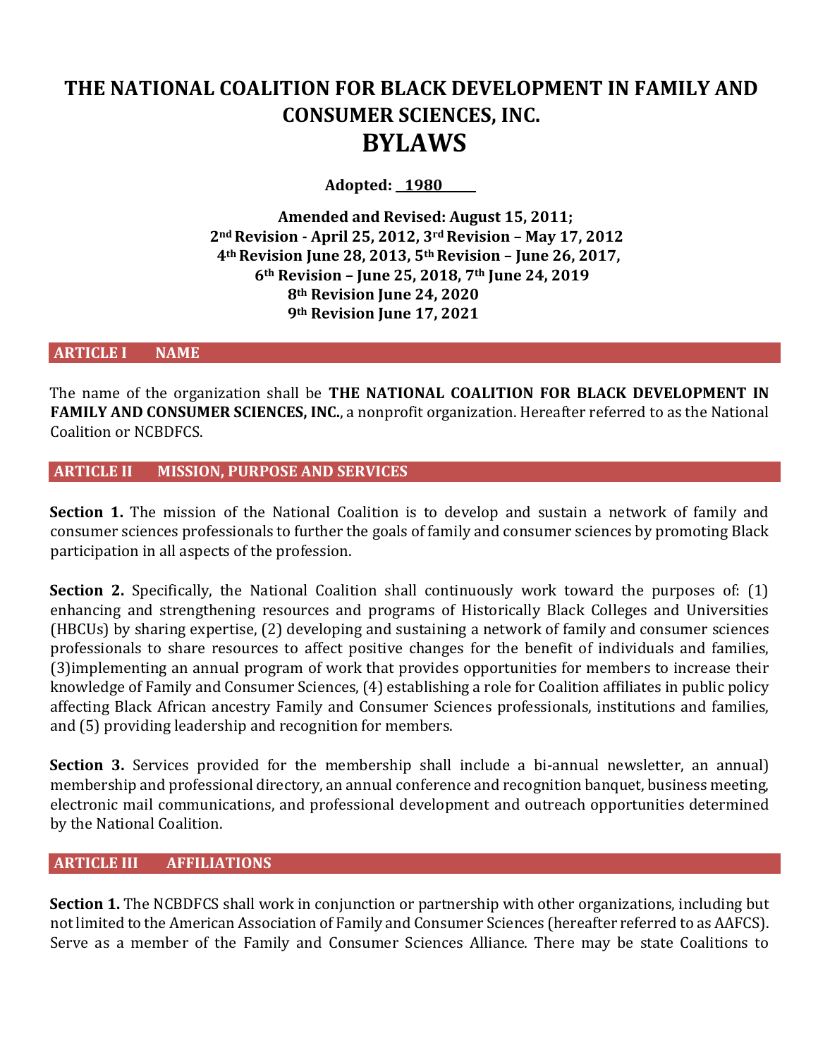# THE NATIONAL COALITION FOR BLACK DEVELOPMENT IN FAMILY AND CONSUMER SCIENCES, INC.

# BYLAWS

**Adopted: 1980**

**Amended and Revised: August 15, 2011;**
**2nd Revision - April 25, 2012, 3rd Revision – May 17, 2012**
**4th Revision June 28, 2013, 5th Revision – June 26, 2017,**
**6th Revision – June 25, 2018, 7th June 24, 2019**
**8th Revision June 24, 2020**
**9th Revision June 17, 2021**

## ARTICLE I NAME

The name of the organization shall be **THE NATIONAL COALITION FOR BLACK DEVELOPMENT IN FAMILY AND CONSUMER SCIENCES, INC.**, a nonprofit organization. Hereafter referred to as the National Coalition or NCBDFCS.

## ARTICLE II MISSION, PURPOSE AND SERVICES

**Section 1.** The mission of the National Coalition is to develop and sustain a network of family and consumer sciences professionals to further the goals of family and consumer sciences by promoting Black participation in all aspects of the profession.

**Section 2.** Specifically, the National Coalition shall continuously work toward the purposes of: (1) enhancing and strengthening resources and programs of Historically Black Colleges and Universities (HBCUs) by sharing expertise, (2) developing and sustaining a network of family and consumer sciences professionals to share resources to affect positive changes for the benefit of individuals and families, (3)implementing an annual program of work that provides opportunities for members to increase their knowledge of Family and Consumer Sciences, (4) establishing a role for Coalition affiliates in public policy affecting Black African ancestry Family and Consumer Sciences professionals, institutions and families, and (5) providing leadership and recognition for members.

**Section 3.** Services provided for the membership shall include a bi-annual newsletter, an annual) membership and professional directory, an annual conference and recognition banquet, business meeting, electronic mail communications, and professional development and outreach opportunities determined by the National Coalition.

## ARTICLE III AFFILIATIONS

**Section 1.** The NCBDFCS shall work in conjunction or partnership with other organizations, including but not limited to the American Association of Family and Consumer Sciences (hereafter referred to as AAFCS). Serve as a member of the Family and Consumer Sciences Alliance. There may be state Coalitions to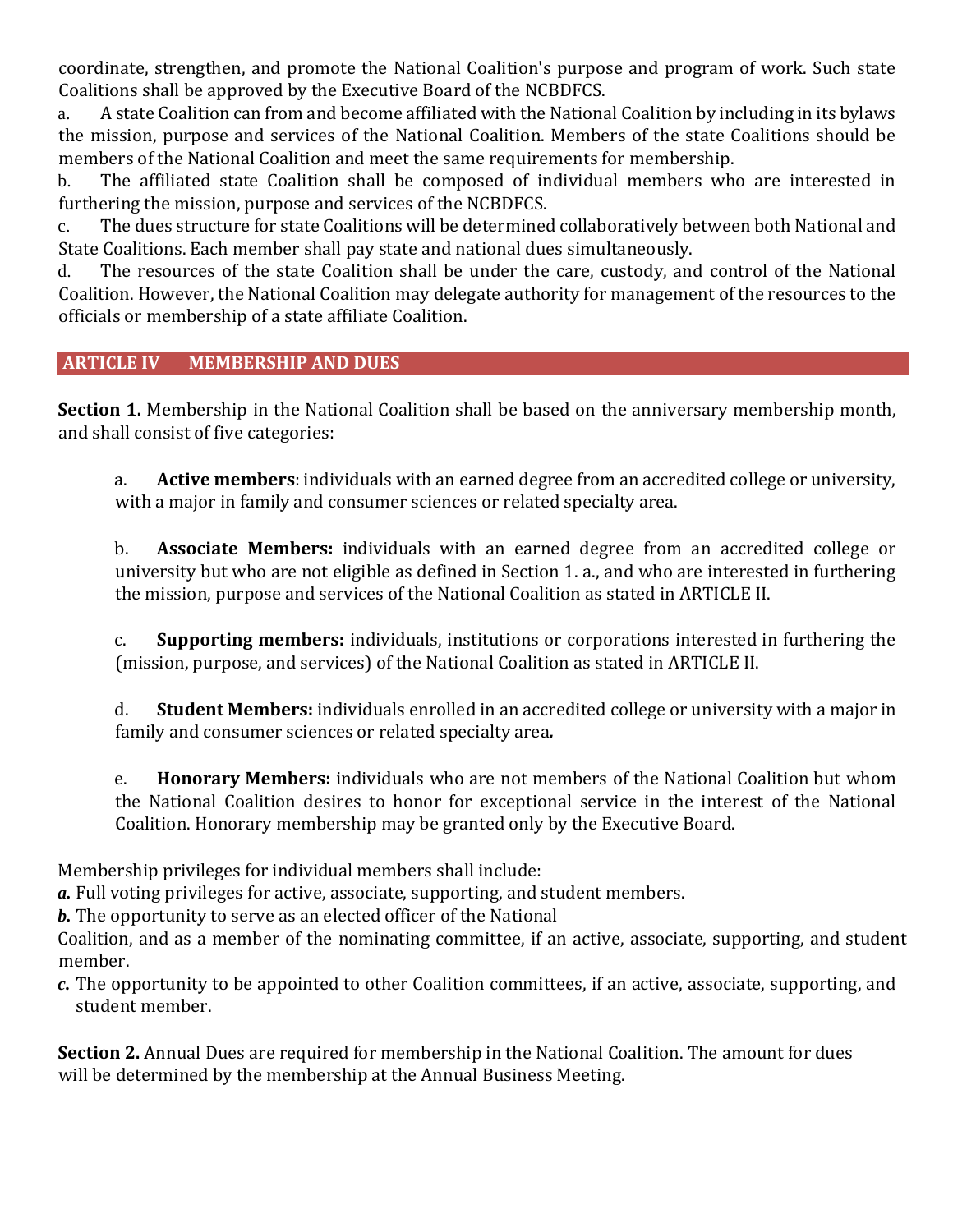coordinate, strengthen, and promote the National Coalition's purpose and program of work. Such state Coalitions shall be approved by the Executive Board of the NCBDFCS.

a. A state Coalition can from and become affiliated with the National Coalition by including in its bylaws the mission, purpose and services of the National Coalition. Members of the state Coalitions should be members of the National Coalition and meet the same requirements for membership.

b. The affiliated state Coalition shall be composed of individual members who are interested in furthering the mission, purpose and services of the NCBDFCS.

c. The dues structure for state Coalitions will be determined collaboratively between both National and State Coalitions. Each member shall pay state and national dues simultaneously.

d. The resources of the state Coalition shall be under the care, custody, and control of the National Coalition. However, the National Coalition may delegate authority for management of the resources to the officials or membership of a state affiliate Coalition.

## ARTICLE IV MEMBERSHIP AND DUES

**Section 1.** Membership in the National Coalition shall be based on the anniversary membership month, and shall consist of five categories:

a. **Active members**: individuals with an earned degree from an accredited college or university, with a major in family and consumer sciences or related specialty area.

b. **Associate Members:** individuals with an earned degree from an accredited college or university but who are not eligible as defined in Section 1. a., and who are interested in furthering the mission, purpose and services of the National Coalition as stated in ARTICLE II.

c. **Supporting members:** individuals, institutions or corporations interested in furthering the (mission, purpose, and services) of the National Coalition as stated in ARTICLE II.

d. **Student Members:** individuals enrolled in an accredited college or university with a major in family and consumer sciences or related specialty area***.***

e. **Honorary Members:** individuals who are not members of the National Coalition but whom the National Coalition desires to honor for exceptional service in the interest of the National Coalition. Honorary membership may be granted only by the Executive Board.

Membership privileges for individual members shall include:

***a.*** Full voting privileges for active, associate, supporting, and student members.

***b.*** The opportunity to serve as an elected officer of the National Coalition, and as a member of the nominating committee, if an active, associate, supporting, and student member.

***c.*** The opportunity to be appointed to other Coalition committees, if an active, associate, supporting, and student member.

**Section 2.** Annual Dues are required for membership in the National Coalition. The amount for dues will be determined by the membership at the Annual Business Meeting.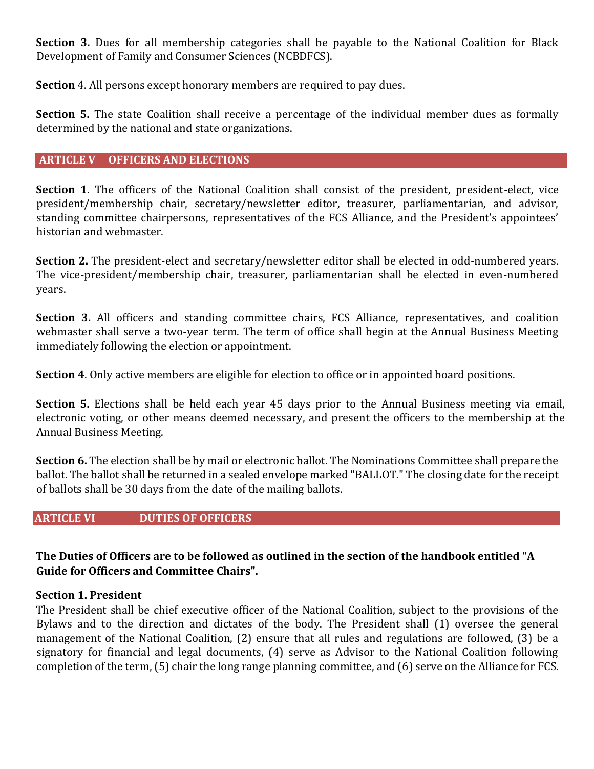**Section 3.** Dues for all membership categories shall be payable to the National Coalition for Black Development of Family and Consumer Sciences (NCBDFCS).

**Section** 4. All persons except honorary members are required to pay dues.

**Section 5.** The state Coalition shall receive a percentage of the individual member dues as formally determined by the national and state organizations.

## ARTICLE V OFFICERS AND ELECTIONS

**Section 1**. The officers of the National Coalition shall consist of the president, president-elect, vice president/membership chair, secretary/newsletter editor, treasurer, parliamentarian, and advisor, standing committee chairpersons, representatives of the FCS Alliance, and the President's appointees' historian and webmaster.

**Section 2.** The president-elect and secretary/newsletter editor shall be elected in odd-numbered years. The vice-president/membership chair, treasurer, parliamentarian shall be elected in even-numbered years.

**Section 3.** All officers and standing committee chairs, FCS Alliance, representatives, and coalition webmaster shall serve a two-year term. The term of office shall begin at the Annual Business Meeting immediately following the election or appointment.

**Section 4**. Only active members are eligible for election to office or in appointed board positions.

**Section 5.** Elections shall be held each year 45 days prior to the Annual Business meeting via email, electronic voting, or other means deemed necessary, and present the officers to the membership at the Annual Business Meeting.

**Section 6.** The election shall be by mail or electronic ballot. The Nominations Committee shall prepare the ballot. The ballot shall be returned in a sealed envelope marked "BALLOT." The closing date for the receipt of ballots shall be 30 days from the date of the mailing ballots.

## ARTICLE VI DUTIES OF OFFICERS

**The Duties of Officers are to be followed as outlined in the section of the handbook entitled "A Guide for Officers and Committee Chairs".**

**Section 1. President**

The President shall be chief executive officer of the National Coalition, subject to the provisions of the Bylaws and to the direction and dictates of the body. The President shall (1) oversee the general management of the National Coalition, (2) ensure that all rules and regulations are followed, (3) be a signatory for financial and legal documents, (4) serve as Advisor to the National Coalition following completion of the term, (5) chair the long range planning committee, and (6) serve on the Alliance for FCS.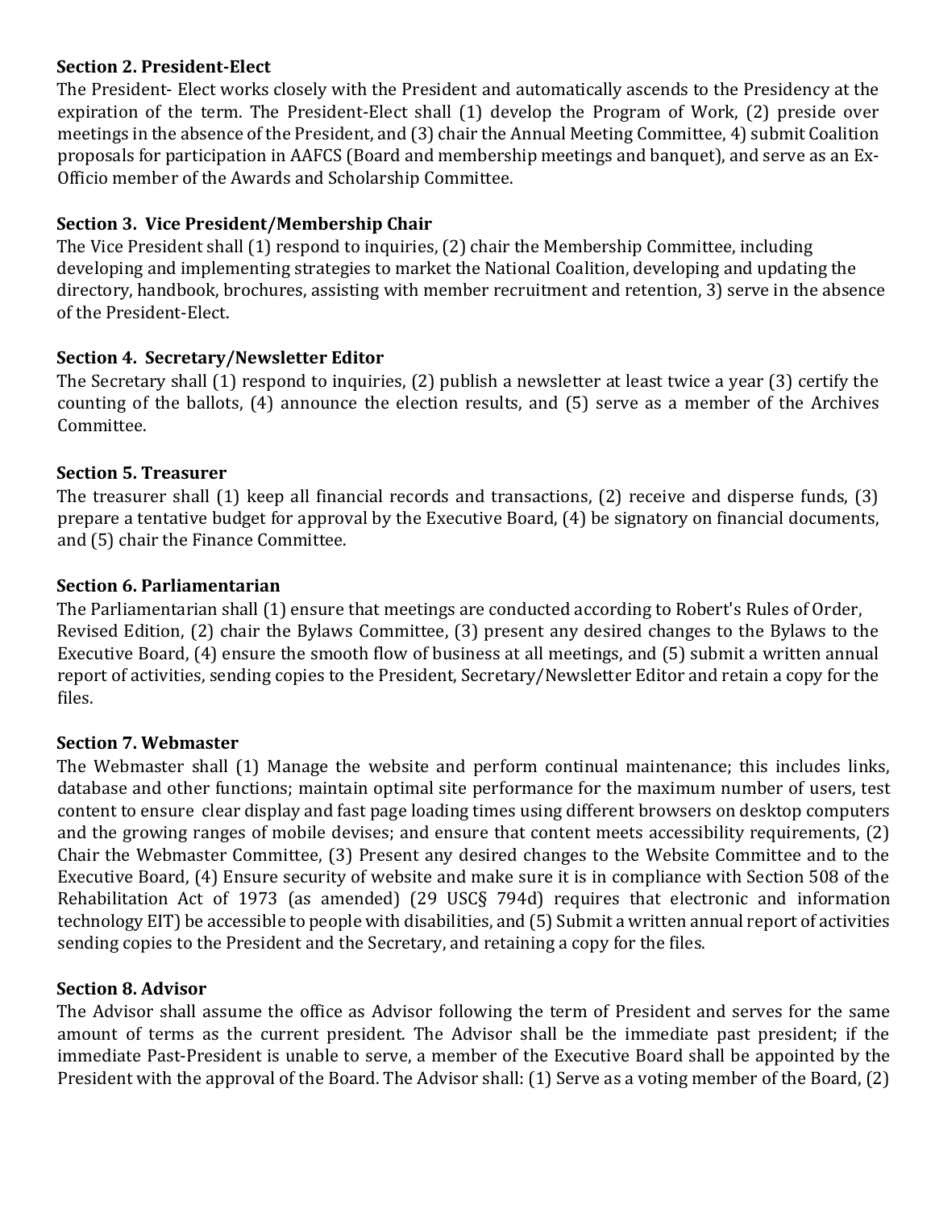**Section 2. President-Elect**

The President- Elect works closely with the President and automatically ascends to the Presidency at the expiration of the term. The President-Elect shall (1) develop the Program of Work, (2) preside over meetings in the absence of the President, and (3) chair the Annual Meeting Committee, 4) submit Coalition proposals for participation in AAFCS (Board and membership meetings and banquet), and serve as an Ex-Officio member of the Awards and Scholarship Committee.

**Section 3. Vice President/Membership Chair**

The Vice President shall (1) respond to inquiries, (2) chair the Membership Committee, including developing and implementing strategies to market the National Coalition, developing and updating the directory, handbook, brochures, assisting with member recruitment and retention, 3) serve in the absence of the President-Elect.

**Section 4. Secretary/Newsletter Editor**

The Secretary shall (1) respond to inquiries, (2) publish a newsletter at least twice a year (3) certify the counting of the ballots, (4) announce the election results, and (5) serve as a member of the Archives Committee.

**Section 5. Treasurer**

The treasurer shall (1) keep all financial records and transactions, (2) receive and disperse funds, (3) prepare a tentative budget for approval by the Executive Board, (4) be signatory on financial documents, and (5) chair the Finance Committee.

**Section 6. Parliamentarian**

The Parliamentarian shall (1) ensure that meetings are conducted according to Robert's Rules of Order, Revised Edition, (2) chair the Bylaws Committee, (3) present any desired changes to the Bylaws to the Executive Board, (4) ensure the smooth flow of business at all meetings, and (5) submit a written annual report of activities, sending copies to the President, Secretary/Newsletter Editor and retain a copy for the files.

**Section 7. Webmaster**

The Webmaster shall (1) Manage the website and perform continual maintenance; this includes links, database and other functions; maintain optimal site performance for the maximum number of users, test content to ensure clear display and fast page loading times using different browsers on desktop computers and the growing ranges of mobile devises; and ensure that content meets accessibility requirements, (2) Chair the Webmaster Committee, (3) Present any desired changes to the Website Committee and to the Executive Board, (4) Ensure security of website and make sure it is in compliance with Section 508 of the Rehabilitation Act of 1973 (as amended) (29 USC§ 794d) requires that electronic and information technology EIT) be accessible to people with disabilities, and (5) Submit a written annual report of activities sending copies to the President and the Secretary, and retaining a copy for the files.

**Section 8. Advisor**

The Advisor shall assume the office as Advisor following the term of President and serves for the same amount of terms as the current president. The Advisor shall be the immediate past president; if the immediate Past-President is unable to serve, a member of the Executive Board shall be appointed by the President with the approval of the Board. The Advisor shall: (1) Serve as a voting member of the Board, (2)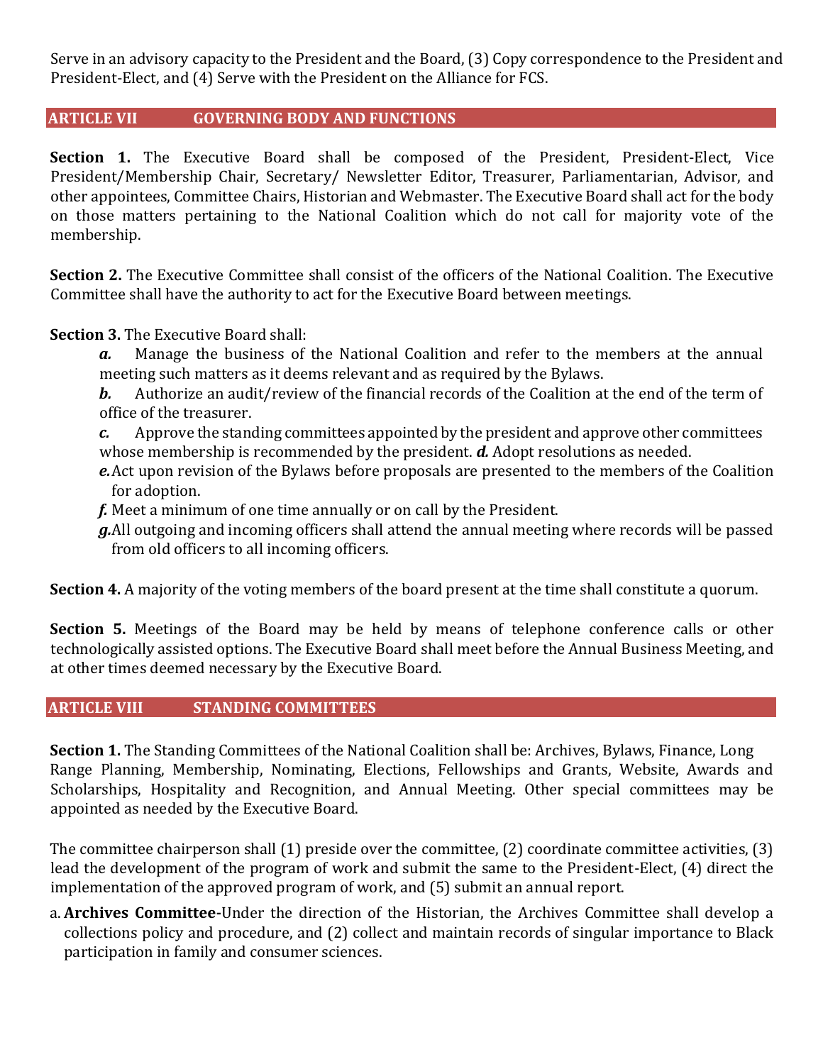Serve in an advisory capacity to the President and the Board, (3) Copy correspondence to the President and President-Elect, and (4) Serve with the President on the Alliance for FCS.

## ARTICLE VII GOVERNING BODY AND FUNCTIONS

**Section 1.** The Executive Board shall be composed of the President, President-Elect, Vice President/Membership Chair, Secretary/ Newsletter Editor, Treasurer, Parliamentarian, Advisor, and other appointees, Committee Chairs, Historian and Webmaster. The Executive Board shall act for the body on those matters pertaining to the National Coalition which do not call for majority vote of the membership.

**Section 2.** The Executive Committee shall consist of the officers of the National Coalition. The Executive Committee shall have the authority to act for the Executive Board between meetings.

**Section 3.** The Executive Board shall:

***a.*** Manage the business of the National Coalition and refer to the members at the annual meeting such matters as it deems relevant and as required by the Bylaws.

***b.*** Authorize an audit/review of the financial records of the Coalition at the end of the term of office of the treasurer.

***c.*** Approve the standing committees appointed by the president and approve other committees whose membership is recommended by the president. ***d.*** Adopt resolutions as needed.

***e.*** Act upon revision of the Bylaws before proposals are presented to the members of the Coalition for adoption.

***f.*** Meet a minimum of one time annually or on call by the President.

***g.*** All outgoing and incoming officers shall attend the annual meeting where records will be passed from old officers to all incoming officers.

**Section 4.** A majority of the voting members of the board present at the time shall constitute a quorum.

**Section 5.** Meetings of the Board may be held by means of telephone conference calls or other technologically assisted options. The Executive Board shall meet before the Annual Business Meeting, and at other times deemed necessary by the Executive Board.

## ARTICLE VIII STANDING COMMITTEES

**Section 1.** The Standing Committees of the National Coalition shall be: Archives, Bylaws, Finance, Long Range Planning, Membership, Nominating, Elections, Fellowships and Grants, Website, Awards and Scholarships, Hospitality and Recognition, and Annual Meeting. Other special committees may be appointed as needed by the Executive Board.

The committee chairperson shall (1) preside over the committee, (2) coordinate committee activities, (3) lead the development of the program of work and submit the same to the President-Elect, (4) direct the implementation of the approved program of work, and (5) submit an annual report.

a. **Archives Committee-**Under the direction of the Historian, the Archives Committee shall develop a collections policy and procedure, and (2) collect and maintain records of singular importance to Black participation in family and consumer sciences.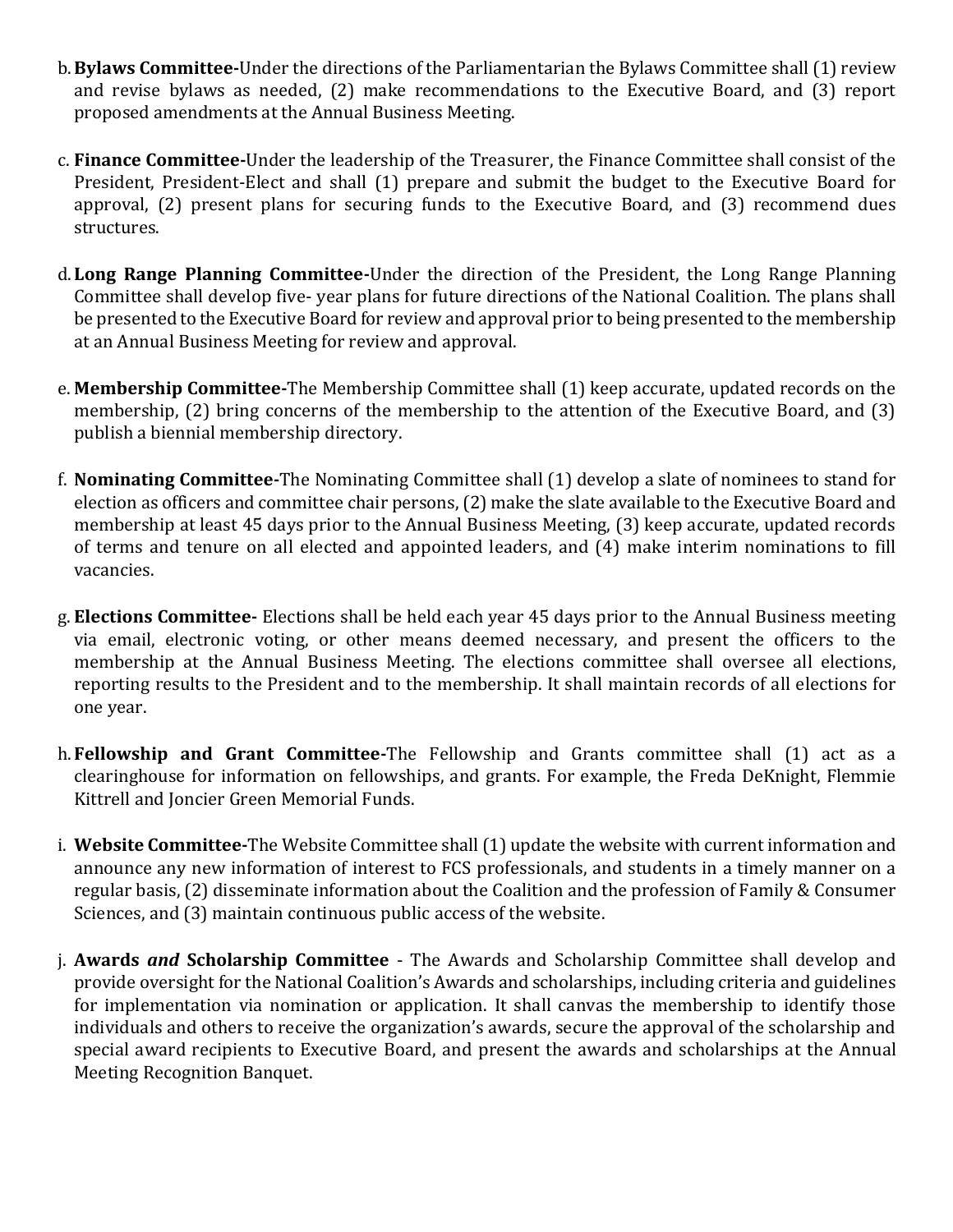b. **Bylaws Committee-**Under the directions of the Parliamentarian the Bylaws Committee shall (1) review and revise bylaws as needed, (2) make recommendations to the Executive Board, and (3) report proposed amendments at the Annual Business Meeting.

c. **Finance Committee-**Under the leadership of the Treasurer, the Finance Committee shall consist of the President, President-Elect and shall (1) prepare and submit the budget to the Executive Board for approval, (2) present plans for securing funds to the Executive Board, and (3) recommend dues structures.

d. **Long Range Planning Committee-**Under the direction of the President, the Long Range Planning Committee shall develop five- year plans for future directions of the National Coalition. The plans shall be presented to the Executive Board for review and approval prior to being presented to the membership at an Annual Business Meeting for review and approval.

e. **Membership Committee-**The Membership Committee shall (1) keep accurate, updated records on the membership, (2) bring concerns of the membership to the attention of the Executive Board, and (3) publish a biennial membership directory.

f. **Nominating Committee-**The Nominating Committee shall (1) develop a slate of nominees to stand for election as officers and committee chair persons, (2) make the slate available to the Executive Board and membership at least 45 days prior to the Annual Business Meeting, (3) keep accurate, updated records of terms and tenure on all elected and appointed leaders, and (4) make interim nominations to fill vacancies.

g. **Elections Committee-** Elections shall be held each year 45 days prior to the Annual Business meeting via email, electronic voting, or other means deemed necessary, and present the officers to the membership at the Annual Business Meeting. The elections committee shall oversee all elections, reporting results to the President and to the membership. It shall maintain records of all elections for one year.

h. **Fellowship and Grant Committee-**The Fellowship and Grants committee shall (1) act as a clearinghouse for information on fellowships, and grants. For example, the Freda DeKnight, Flemmie Kittrell and Joncier Green Memorial Funds.

i. **Website Committee-**The Website Committee shall (1) update the website with current information and announce any new information of interest to FCS professionals, and students in a timely manner on a regular basis, (2) disseminate information about the Coalition and the profession of Family & Consumer Sciences, and (3) maintain continuous public access of the website.

j. **Awards *and* Scholarship Committee** - The Awards and Scholarship Committee shall develop and provide oversight for the National Coalition's Awards and scholarships, including criteria and guidelines for implementation via nomination or application. It shall canvas the membership to identify those individuals and others to receive the organization's awards, secure the approval of the scholarship and special award recipients to Executive Board, and present the awards and scholarships at the Annual Meeting Recognition Banquet.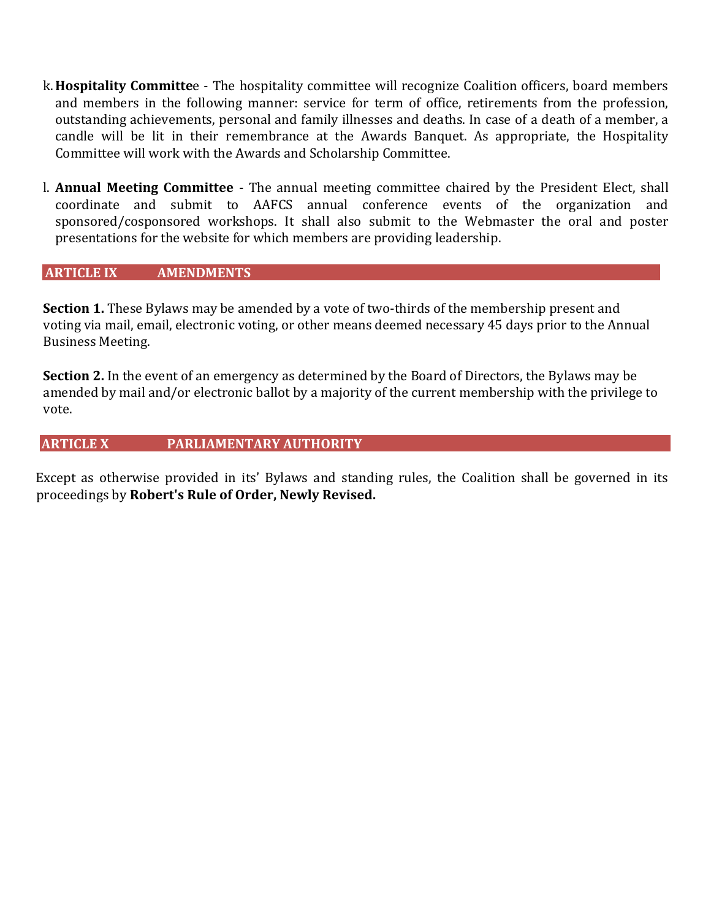k. **Hospitality Committe**e - The hospitality committee will recognize Coalition officers, board members and members in the following manner: service for term of office, retirements from the profession, outstanding achievements, personal and family illnesses and deaths. In case of a death of a member, a candle will be lit in their remembrance at the Awards Banquet. As appropriate, the Hospitality Committee will work with the Awards and Scholarship Committee.

l. **Annual Meeting Committee** - The annual meeting committee chaired by the President Elect, shall coordinate and submit to AAFCS annual conference events of the organization and sponsored/cosponsored workshops. It shall also submit to the Webmaster the oral and poster presentations for the website for which members are providing leadership.

## ARTICLE IX AMENDMENTS

**Section 1.** These Bylaws may be amended by a vote of two-thirds of the membership present and voting via mail, email, electronic voting, or other means deemed necessary 45 days prior to the Annual Business Meeting.

**Section 2.** In the event of an emergency as determined by the Board of Directors, the Bylaws may be amended by mail and/or electronic ballot by a majority of the current membership with the privilege to vote.

## ARTICLE X PARLIAMENTARY AUTHORITY

Except as otherwise provided in its' Bylaws and standing rules, the Coalition shall be governed in its proceedings by **Robert's Rule of Order, Newly Revised.**